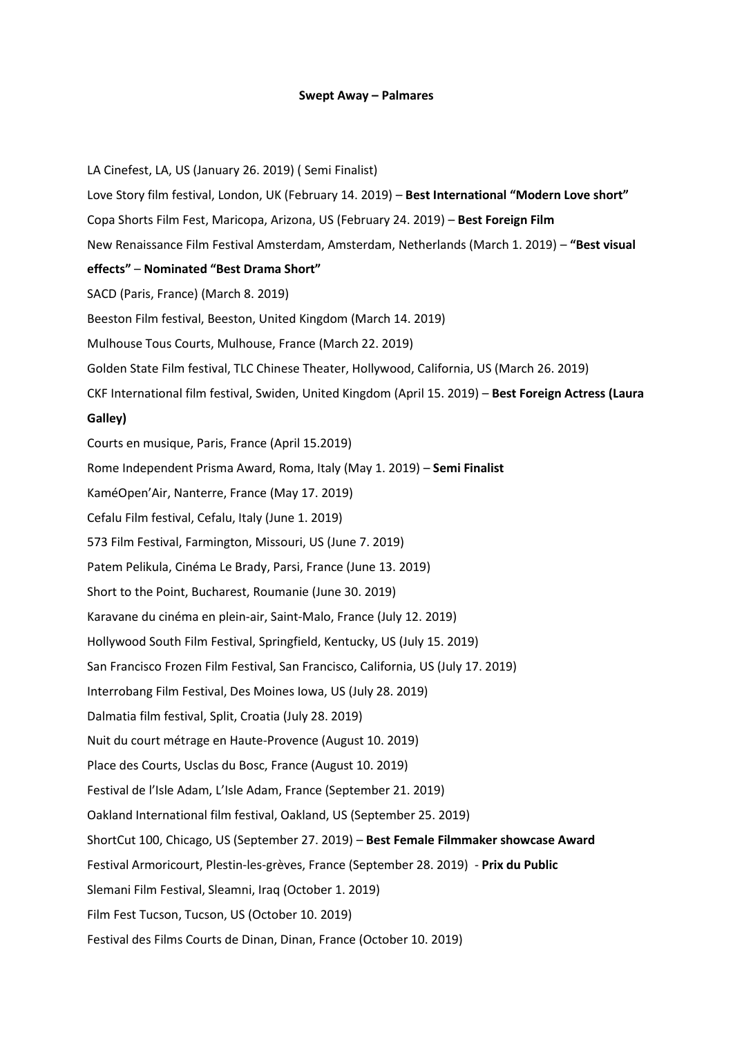**Swept Away – Palmares**

LA Cinefest, LA, US (January 26. 2019) ( Semi Finalist)

Love Story film festival, London, UK (February 14. 2019) – **Best International "Modern Love short"**

Copa Shorts Film Fest, Maricopa, Arizona, US (February 24. 2019) – **Best Foreign Film**

New Renaissance Film Festival Amsterdam, Amsterdam, Netherlands (March 1. 2019) – **"Best visual effects"** – **Nominated "Best Drama Short"**

SACD (Paris, France) (March 8. 2019)

Beeston Film festival, Beeston, United Kingdom (March 14. 2019)

Mulhouse Tous Courts, Mulhouse, France (March 22. 2019)

Golden State Film festival, TLC Chinese Theater, Hollywood, California, US (March 26. 2019)

CKF International film festival, Swiden, United Kingdom (April 15. 2019) – **Best Foreign Actress (Laura Galley)**

Courts en musique, Paris, France (April 15.2019)

Rome Independent Prisma Award, Roma, Italy (May 1. 2019) – **Semi Finalist**

KaméOpen'Air, Nanterre, France (May 17. 2019)

Cefalu Film festival, Cefalu, Italy (June 1. 2019)

573 Film Festival, Farmington, Missouri, US (June 7. 2019)

Patem Pelikula, Cinéma Le Brady, Parsi, France (June 13. 2019)

Short to the Point, Bucharest, Roumanie (June 30. 2019)

Karavane du cinéma en plein-air, Saint-Malo, France (July 12. 2019)

Hollywood South Film Festival, Springfield, Kentucky, US (July 15. 2019)

San Francisco Frozen Film Festival, San Francisco, California, US (July 17. 2019)

Interrobang Film Festival, Des Moines Iowa, US (July 28. 2019)

Dalmatia film festival, Split, Croatia (July 28. 2019)

Nuit du court métrage en Haute-Provence (August 10. 2019)

Place des Courts, Usclas du Bosc, France (August 10. 2019)

Festival de l'Isle Adam, L'Isle Adam, France (September 21. 2019)

Oakland International film festival, Oakland, US (September 25. 2019)

ShortCut 100, Chicago, US (September 27. 2019) – **Best Female Filmmaker showcase Award**

Festival Armoricourt, Plestin-les-grèves, France (September 28. 2019) - **Prix du Public**

Slemani Film Festival, Sleamni, Iraq (October 1. 2019)

Film Fest Tucson, Tucson, US (October 10. 2019)

Festival des Films Courts de Dinan, Dinan, France (October 10. 2019)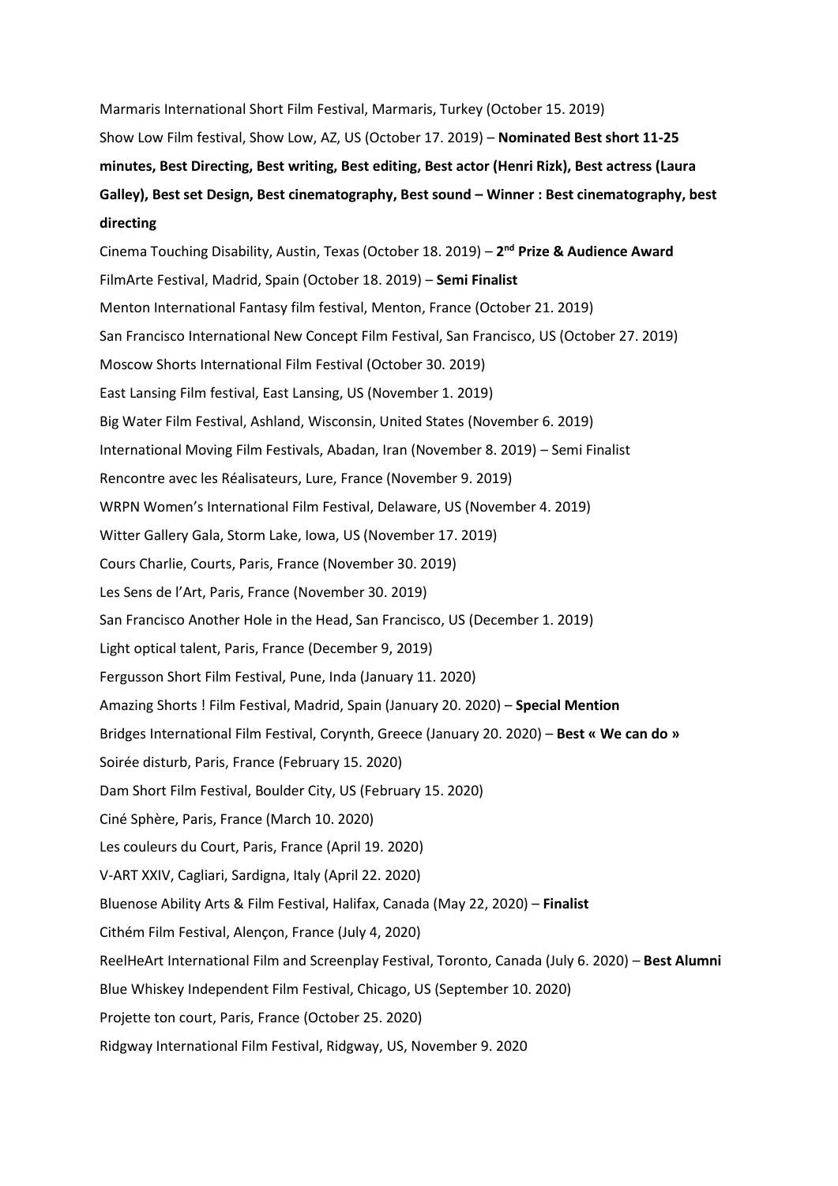Marmaris International Short Film Festival, Marmaris, Turkey (October 15. 2019)

Show Low Film festival, Show Low, AZ, US (October 17. 2019) – **Nominated Best short 11-25 minutes, Best Directing, Best writing, Best editing, Best actor (Henri Rizk), Best actress (Laura Galley), Best set Design, Best cinematography, Best sound – Winner : Best cinematography, best directing**

Cinema Touching Disability, Austin, Texas (October 18. 2019) – **2nd Prize & Audience Award**

FilmArte Festival, Madrid, Spain (October 18. 2019) – **Semi Finalist**

Menton International Fantasy film festival, Menton, France (October 21. 2019)

San Francisco International New Concept Film Festival, San Francisco, US (October 27. 2019)

Moscow Shorts International Film Festival (October 30. 2019)

East Lansing Film festival, East Lansing, US (November 1. 2019)

Big Water Film Festival, Ashland, Wisconsin, United States (November 6. 2019)

International Moving Film Festivals, Abadan, Iran (November 8. 2019) – Semi Finalist

Rencontre avec les Réalisateurs, Lure, France (November 9. 2019)

WRPN Women's International Film Festival, Delaware, US (November 4. 2019)

Witter Gallery Gala, Storm Lake, Iowa, US (November 17. 2019)

Cours Charlie, Courts, Paris, France (November 30. 2019)

Les Sens de l'Art, Paris, France (November 30. 2019)

San Francisco Another Hole in the Head, San Francisco, US (December 1. 2019)

Light optical talent, Paris, France (December 9, 2019)

Fergusson Short Film Festival, Pune, Inda (January 11. 2020)

Amazing Shorts ! Film Festival, Madrid, Spain (January 20. 2020) – **Special Mention**

Bridges International Film Festival, Corynth, Greece (January 20. 2020) – **Best « We can do »**

Soirée disturb, Paris, France (February 15. 2020)

Dam Short Film Festival, Boulder City, US (February 15. 2020)

Ciné Sphère, Paris, France (March 10. 2020)

Les couleurs du Court, Paris, France (April 19. 2020)

V-ART XXIV, Cagliari, Sardigna, Italy (April 22. 2020)

Bluenose Ability Arts & Film Festival, Halifax, Canada (May 22, 2020) – **Finalist**

Cithém Film Festival, Alençon, France (July 4, 2020)

ReelHeArt International Film and Screenplay Festival, Toronto, Canada (July 6. 2020) – **Best Alumni**

Blue Whiskey Independent Film Festival, Chicago, US (September 10. 2020)

Projette ton court, Paris, France (October 25. 2020)

Ridgway International Film Festival, Ridgway, US, November 9. 2020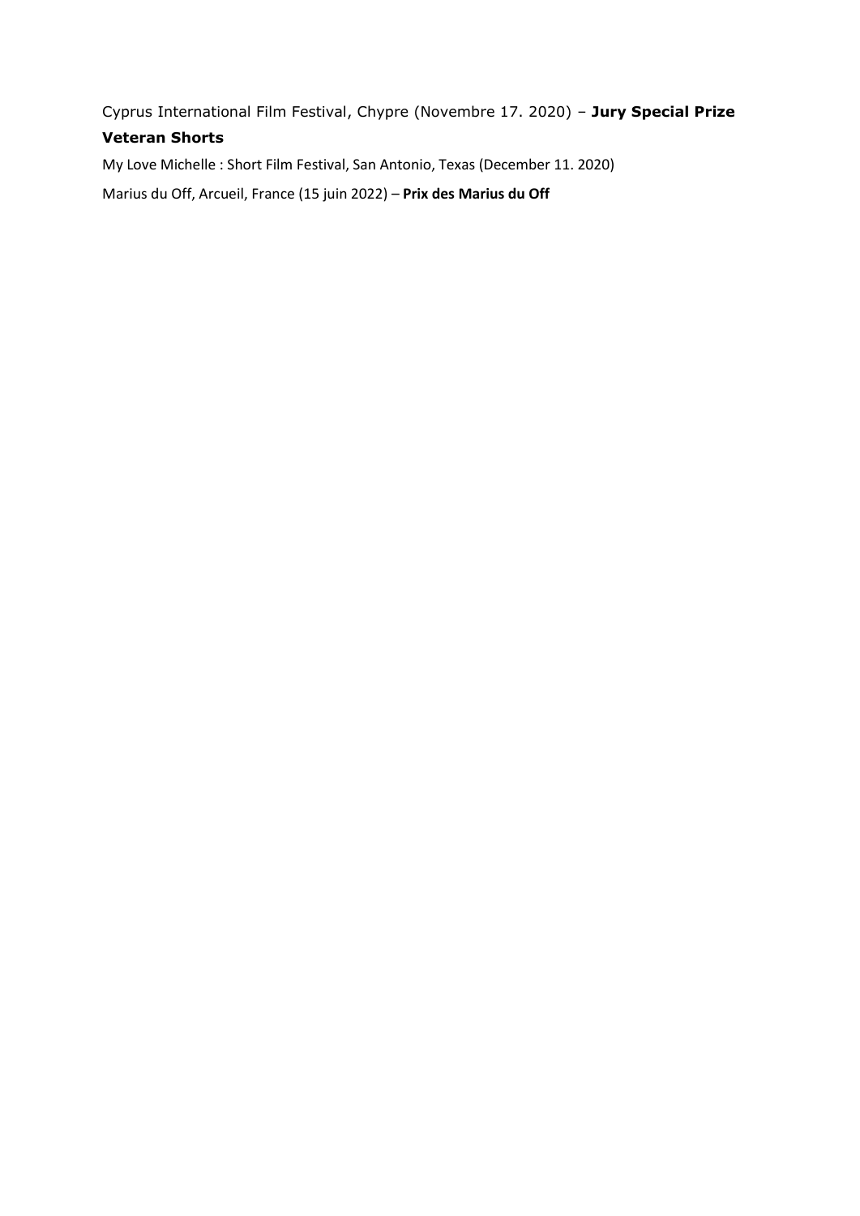Cyprus International Film Festival, Chypre (Novembre 17. 2020) – **Jury Special Prize**

**Veteran Shorts**

My Love Michelle : Short Film Festival, San Antonio, Texas (December 11. 2020)

Marius du Off, Arcueil, France (15 juin 2022) – **Prix des Marius du Off**